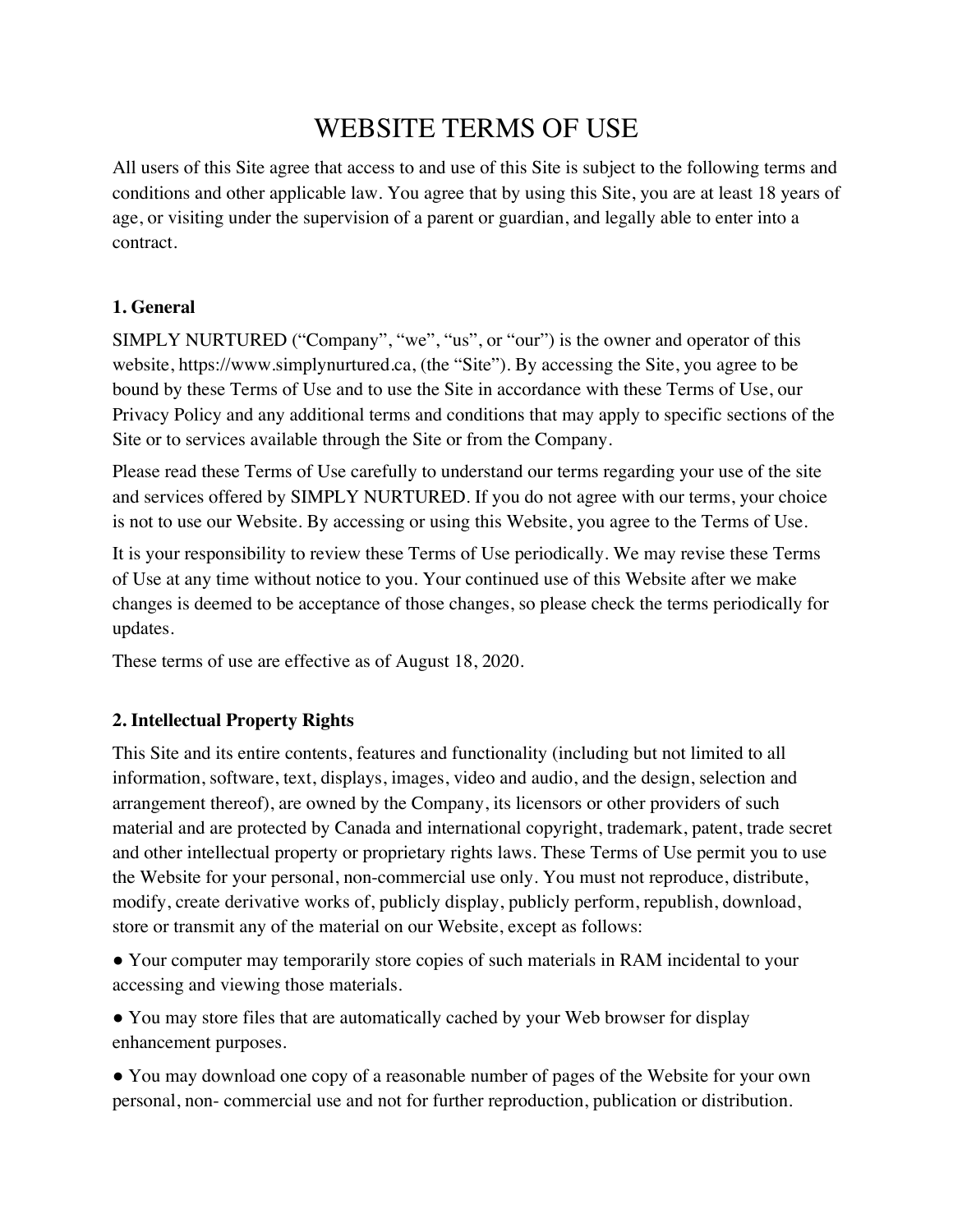# WEBSITE TERMS OF USE

All users of this Site agree that access to and use of this Site is subject to the following terms and conditions and other applicable law. You agree that by using this Site, you are at least 18 years of age, or visiting under the supervision of a parent or guardian, and legally able to enter into a contract.

### 1. General

SIMPLY NURTURED ("Company", "we", "us", or "our") is the owner and operator of this website, https://www.simplynurtured.ca, (the "Site"). By accessing the Site, you agree to be bound by these Terms of Use and to use the Site in accordance with these Terms of Use, our Privacy Policy and any additional terms and conditions that may apply to specific sections of the Site or to services available through the Site or from the Company.

Please read these Terms of Use carefully to understand our terms regarding your use of the site and services offered by SIMPLY NURTURED. If you do not agree with our terms, your choice is not to use our Website. By accessing or using this Website, you agree to the Terms of Use.

It is your responsibility to review these Terms of Use periodically. We may revise these Terms of Use at any time without notice to you. Your continued use of this Website after we make changes is deemed to be acceptance of those changes, so please check the terms periodically for updates.

These terms of use are effective as of August 18, 2020.

### 2. Intellectual Property Rights

This Site and its entire contents, features and functionality (including but not limited to all information, software, text, displays, images, video and audio, and the design, selection and arrangement thereof), are owned by the Company, its licensors or other providers of such material and are protected by Canada and international copyright, trademark, patent, trade secret and other intellectual property or proprietary rights laws. These Terms of Use permit you to use the Website for your personal, non-commercial use only. You must not reproduce, distribute, modify, create derivative works of, publicly display, publicly perform, republish, download, store or transmit any of the material on our Website, except as follows:

- Your computer may temporarily store copies of such materials in RAM incidental to your accessing and viewing those materials.
- You may store files that are automatically cached by your Web browser for display enhancement purposes.
- You may download one copy of a reasonable number of pages of the Website for your own personal, non- commercial use and not for further reproduction, publication or distribution.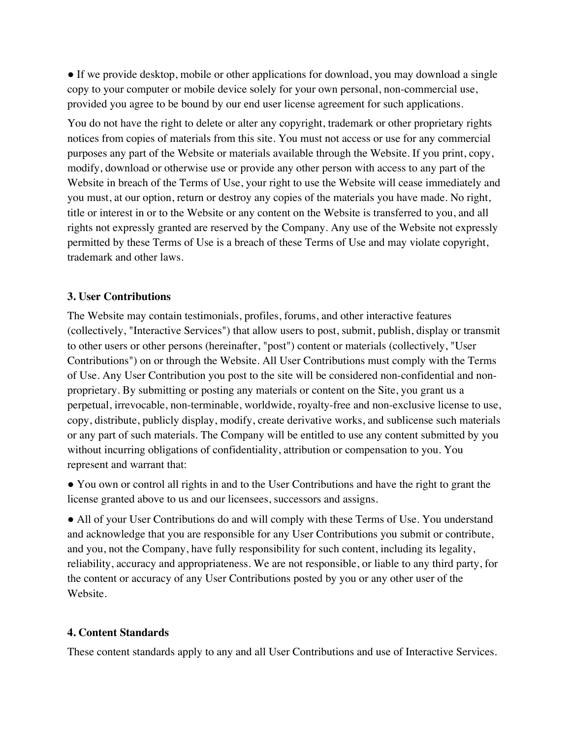- If we provide desktop, mobile or other applications for download, you may download a single copy to your computer or mobile device solely for your own personal, non-commercial use, provided you agree to be bound by our end user license agreement for such applications.

You do not have the right to delete or alter any copyright, trademark or other proprietary rights notices from copies of materials from this site. You must not access or use for any commercial purposes any part of the Website or materials available through the Website. If you print, copy, modify, download or otherwise use or provide any other person with access to any part of the Website in breach of the Terms of Use, your right to use the Website will cease immediately and you must, at our option, return or destroy any copies of the materials you have made. No right, title or interest in or to the Website or any content on the Website is transferred to you, and all rights not expressly granted are reserved by the Company. Any use of the Website not expressly permitted by these Terms of Use is a breach of these Terms of Use and may violate copyright, trademark and other laws.

**3. User Contributions**

The Website may contain testimonials, profiles, forums, and other interactive features (collectively, "Interactive Services") that allow users to post, submit, publish, display or transmit to other users or other persons (hereinafter, "post") content or materials (collectively, "User Contributions") on or through the Website. All User Contributions must comply with the Terms of Use. Any User Contribution you post to the site will be considered non-confidential and non-proprietary. By submitting or posting any materials or content on the Site, you grant us a perpetual, irrevocable, non-terminable, worldwide, royalty-free and non-exclusive license to use, copy, distribute, publicly display, modify, create derivative works, and sublicense such materials or any part of such materials. The Company will be entitled to use any content submitted by you without incurring obligations of confidentiality, attribution or compensation to you. You represent and warrant that:

- You own or control all rights in and to the User Contributions and have the right to grant the license granted above to us and our licensees, successors and assigns.
- All of your User Contributions do and will comply with these Terms of Use. You understand and acknowledge that you are responsible for any User Contributions you submit or contribute, and you, not the Company, have fully responsibility for such content, including its legality, reliability, accuracy and appropriateness. We are not responsible, or liable to any third party, for the content or accuracy of any User Contributions posted by you or any other user of the Website.

**4. Content Standards**

These content standards apply to any and all User Contributions and use of Interactive Services.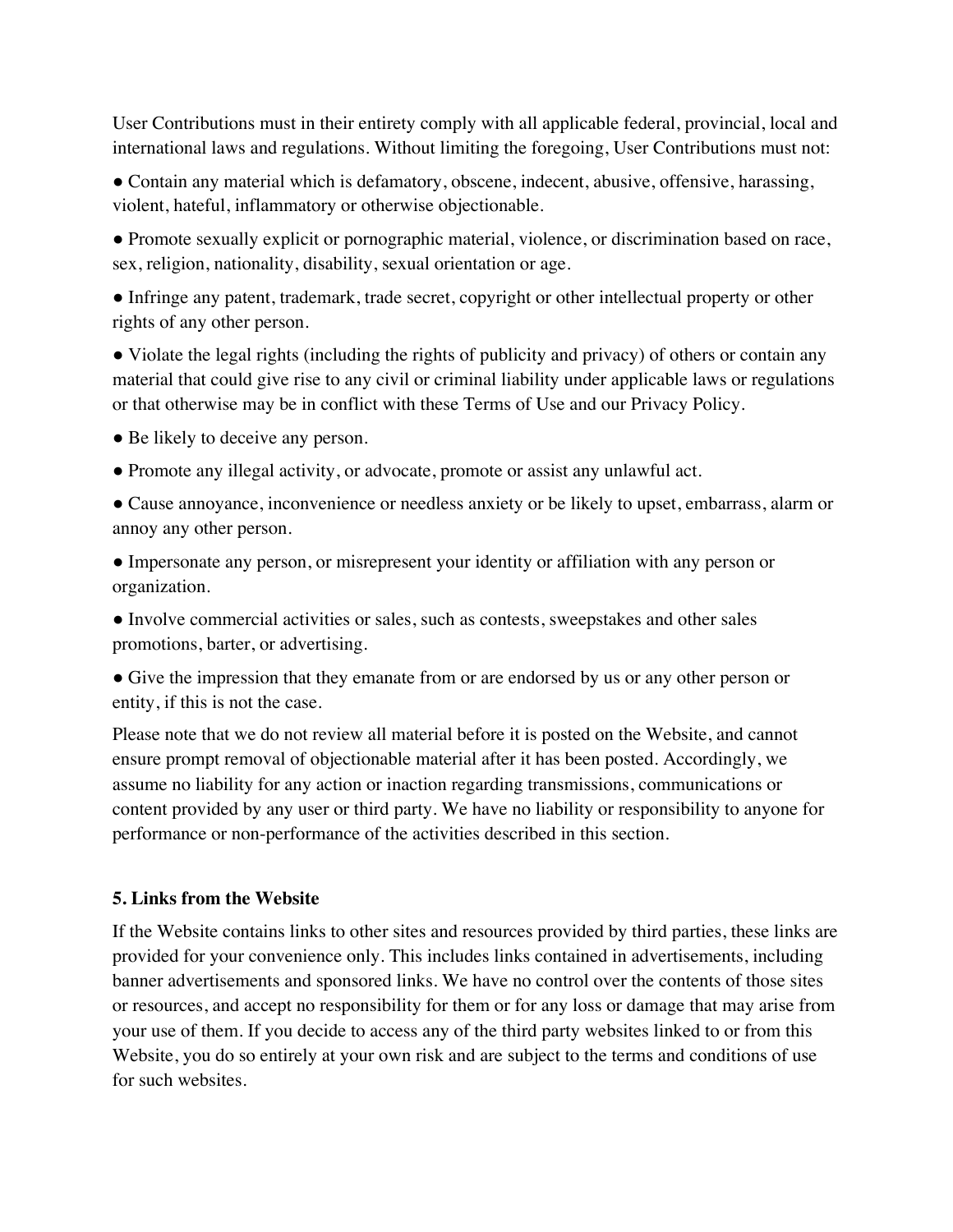User Contributions must in their entirety comply with all applicable federal, provincial, local and international laws and regulations. Without limiting the foregoing, User Contributions must not:

- Contain any material which is defamatory, obscene, indecent, abusive, offensive, harassing, violent, hateful, inflammatory or otherwise objectionable.
- Promote sexually explicit or pornographic material, violence, or discrimination based on race, sex, religion, nationality, disability, sexual orientation or age.
- Infringe any patent, trademark, trade secret, copyright or other intellectual property or other rights of any other person.
- Violate the legal rights (including the rights of publicity and privacy) of others or contain any material that could give rise to any civil or criminal liability under applicable laws or regulations or that otherwise may be in conflict with these Terms of Use and our Privacy Policy.
- Be likely to deceive any person.
- Promote any illegal activity, or advocate, promote or assist any unlawful act.
- Cause annoyance, inconvenience or needless anxiety or be likely to upset, embarrass, alarm or annoy any other person.
- Impersonate any person, or misrepresent your identity or affiliation with any person or organization.
- Involve commercial activities or sales, such as contests, sweepstakes and other sales promotions, barter, or advertising.
- Give the impression that they emanate from or are endorsed by us or any other person or entity, if this is not the case.

Please note that we do not review all material before it is posted on the Website, and cannot ensure prompt removal of objectionable material after it has been posted. Accordingly, we assume no liability for any action or inaction regarding transmissions, communications or content provided by any user or third party. We have no liability or responsibility to anyone for performance or non-performance of the activities described in this section.

**5. Links from the Website**

If the Website contains links to other sites and resources provided by third parties, these links are provided for your convenience only. This includes links contained in advertisements, including banner advertisements and sponsored links. We have no control over the contents of those sites or resources, and accept no responsibility for them or for any loss or damage that may arise from your use of them. If you decide to access any of the third party websites linked to or from this Website, you do so entirely at your own risk and are subject to the terms and conditions of use for such websites.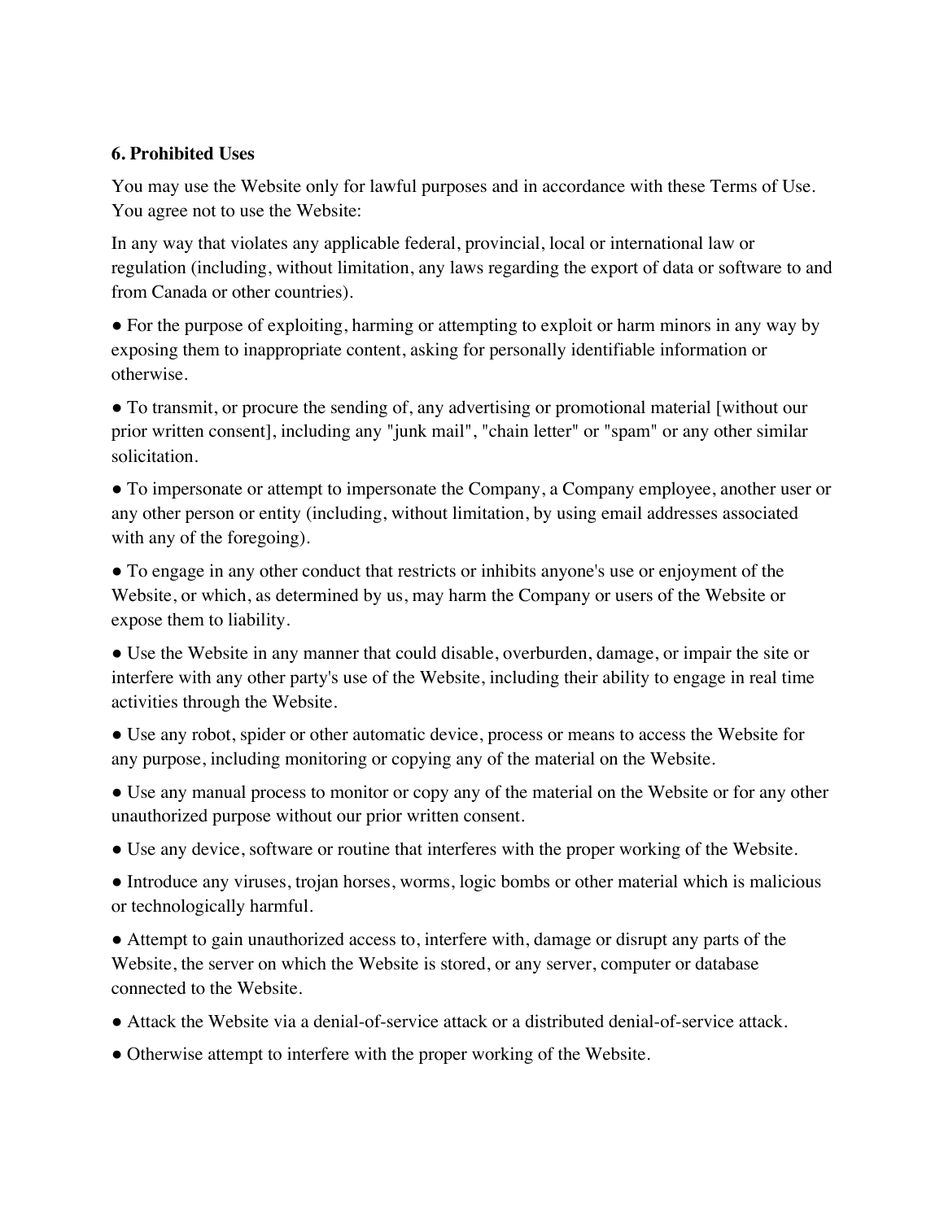**6. Prohibited Uses**

You may use the Website only for lawful purposes and in accordance with these Terms of Use. You agree not to use the Website:

In any way that violates any applicable federal, provincial, local or international law or regulation (including, without limitation, any laws regarding the export of data or software to and from Canada or other countries).

- For the purpose of exploiting, harming or attempting to exploit or harm minors in any way by exposing them to inappropriate content, asking for personally identifiable information or otherwise.
- To transmit, or procure the sending of, any advertising or promotional material [without our prior written consent], including any "junk mail", "chain letter" or "spam" or any other similar solicitation.
- To impersonate or attempt to impersonate the Company, a Company employee, another user or any other person or entity (including, without limitation, by using email addresses associated with any of the foregoing).
- To engage in any other conduct that restricts or inhibits anyone's use or enjoyment of the Website, or which, as determined by us, may harm the Company or users of the Website or expose them to liability.
- Use the Website in any manner that could disable, overburden, damage, or impair the site or interfere with any other party's use of the Website, including their ability to engage in real time activities through the Website.
- Use any robot, spider or other automatic device, process or means to access the Website for any purpose, including monitoring or copying any of the material on the Website.
- Use any manual process to monitor or copy any of the material on the Website or for any other unauthorized purpose without our prior written consent.
- Use any device, software or routine that interferes with the proper working of the Website.
- Introduce any viruses, trojan horses, worms, logic bombs or other material which is malicious or technologically harmful.
- Attempt to gain unauthorized access to, interfere with, damage or disrupt any parts of the Website, the server on which the Website is stored, or any server, computer or database connected to the Website.
- Attack the Website via a denial-of-service attack or a distributed denial-of-service attack.
- Otherwise attempt to interfere with the proper working of the Website.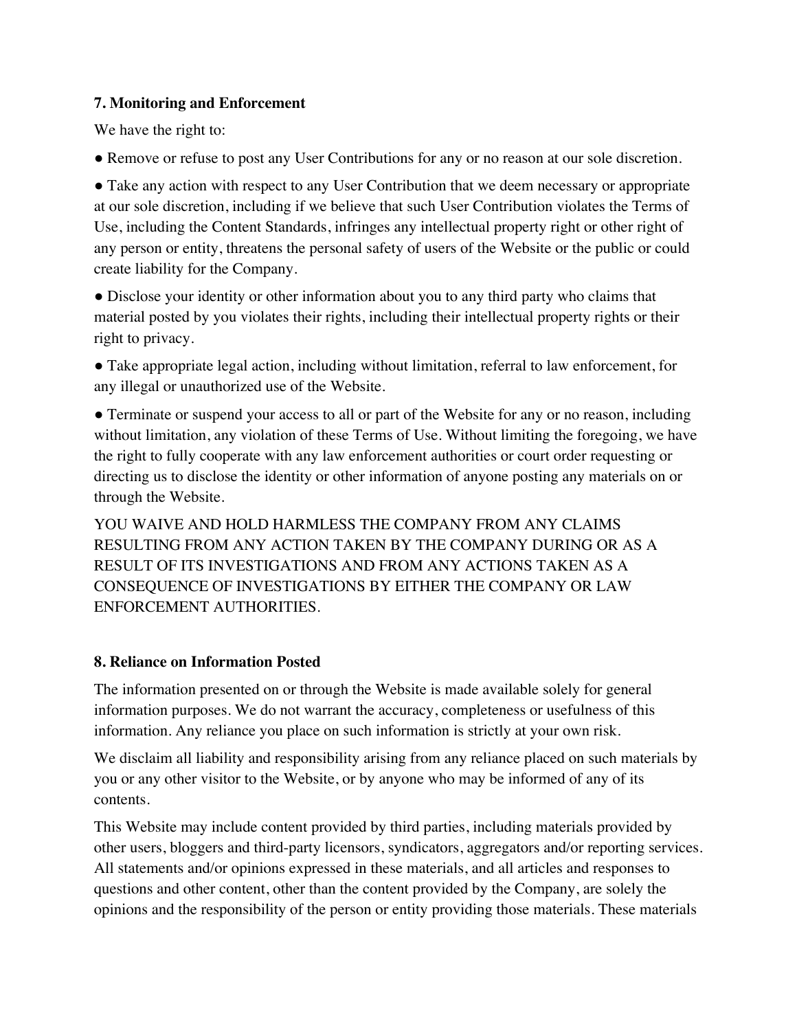**7. Monitoring and Enforcement**

We have the right to:

- Remove or refuse to post any User Contributions for any or no reason at our sole discretion.
- Take any action with respect to any User Contribution that we deem necessary or appropriate at our sole discretion, including if we believe that such User Contribution violates the Terms of Use, including the Content Standards, infringes any intellectual property right or other right of any person or entity, threatens the personal safety of users of the Website or the public or could create liability for the Company.
- Disclose your identity or other information about you to any third party who claims that material posted by you violates their rights, including their intellectual property rights or their right to privacy.
- Take appropriate legal action, including without limitation, referral to law enforcement, for any illegal or unauthorized use of the Website.
- Terminate or suspend your access to all or part of the Website for any or no reason, including without limitation, any violation of these Terms of Use. Without limiting the foregoing, we have the right to fully cooperate with any law enforcement authorities or court order requesting or directing us to disclose the identity or other information of anyone posting any materials on or through the Website.

YOU WAIVE AND HOLD HARMLESS THE COMPANY FROM ANY CLAIMS RESULTING FROM ANY ACTION TAKEN BY THE COMPANY DURING OR AS A RESULT OF ITS INVESTIGATIONS AND FROM ANY ACTIONS TAKEN AS A CONSEQUENCE OF INVESTIGATIONS BY EITHER THE COMPANY OR LAW ENFORCEMENT AUTHORITIES.

**8. Reliance on Information Posted**

The information presented on or through the Website is made available solely for general information purposes. We do not warrant the accuracy, completeness or usefulness of this information. Any reliance you place on such information is strictly at your own risk.

We disclaim all liability and responsibility arising from any reliance placed on such materials by you or any other visitor to the Website, or by anyone who may be informed of any of its contents.

This Website may include content provided by third parties, including materials provided by other users, bloggers and third-party licensors, syndicators, aggregators and/or reporting services. All statements and/or opinions expressed in these materials, and all articles and responses to questions and other content, other than the content provided by the Company, are solely the opinions and the responsibility of the person or entity providing those materials. These materials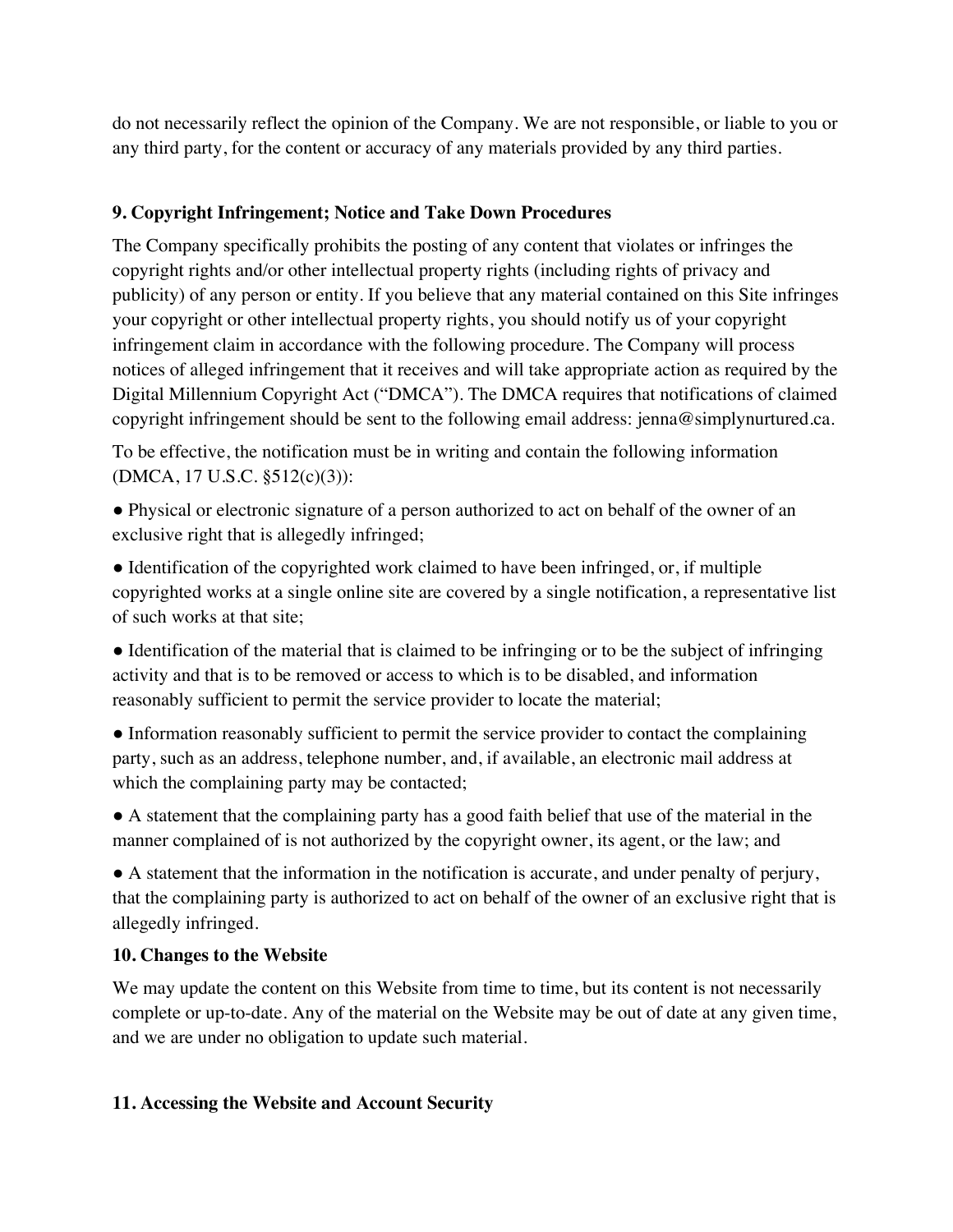do not necessarily reflect the opinion of the Company. We are not responsible, or liable to you or any third party, for the content or accuracy of any materials provided by any third parties.

## 9. Copyright Infringement; Notice and Take Down Procedures

The Company specifically prohibits the posting of any content that violates or infringes the copyright rights and/or other intellectual property rights (including rights of privacy and publicity) of any person or entity. If you believe that any material contained on this Site infringes your copyright or other intellectual property rights, you should notify us of your copyright infringement claim in accordance with the following procedure. The Company will process notices of alleged infringement that it receives and will take appropriate action as required by the Digital Millennium Copyright Act ("DMCA"). The DMCA requires that notifications of claimed copyright infringement should be sent to the following email address: jenna@simplynurtured.ca.

To be effective, the notification must be in writing and contain the following information (DMCA, 17 U.S.C. §512(c)(3)):

- Physical or electronic signature of a person authorized to act on behalf of the owner of an exclusive right that is allegedly infringed;
- Identification of the copyrighted work claimed to have been infringed, or, if multiple copyrighted works at a single online site are covered by a single notification, a representative list of such works at that site;
- Identification of the material that is claimed to be infringing or to be the subject of infringing activity and that is to be removed or access to which is to be disabled, and information reasonably sufficient to permit the service provider to locate the material;
- Information reasonably sufficient to permit the service provider to contact the complaining party, such as an address, telephone number, and, if available, an electronic mail address at which the complaining party may be contacted;
- A statement that the complaining party has a good faith belief that use of the material in the manner complained of is not authorized by the copyright owner, its agent, or the law; and
- A statement that the information in the notification is accurate, and under penalty of perjury, that the complaining party is authorized to act on behalf of the owner of an exclusive right that is allegedly infringed.

## 10. Changes to the Website

We may update the content on this Website from time to time, but its content is not necessarily complete or up-to-date. Any of the material on the Website may be out of date at any given time, and we are under no obligation to update such material.

## 11. Accessing the Website and Account Security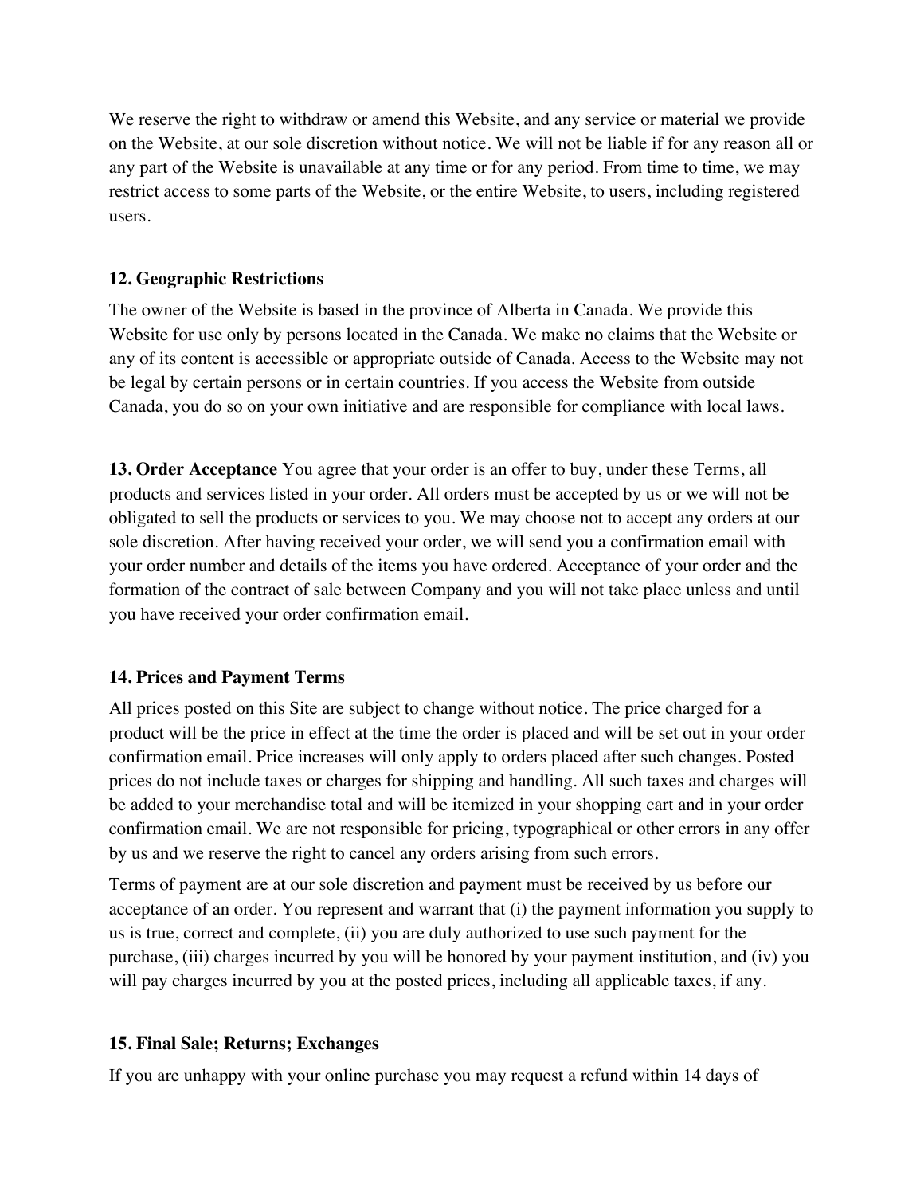We reserve the right to withdraw or amend this Website, and any service or material we provide on the Website, at our sole discretion without notice. We will not be liable if for any reason all or any part of the Website is unavailable at any time or for any period. From time to time, we may restrict access to some parts of the Website, or the entire Website, to users, including registered users.

### 12. Geographic Restrictions

The owner of the Website is based in the province of Alberta in Canada. We provide this Website for use only by persons located in the Canada. We make no claims that the Website or any of its content is accessible or appropriate outside of Canada. Access to the Website may not be legal by certain persons or in certain countries. If you access the Website from outside Canada, you do so on your own initiative and are responsible for compliance with local laws.

**13. Order Acceptance** You agree that your order is an offer to buy, under these Terms, all products and services listed in your order. All orders must be accepted by us or we will not be obligated to sell the products or services to you. We may choose not to accept any orders at our sole discretion. After having received your order, we will send you a confirmation email with your order number and details of the items you have ordered. Acceptance of your order and the formation of the contract of sale between Company and you will not take place unless and until you have received your order confirmation email.

### 14. Prices and Payment Terms

All prices posted on this Site are subject to change without notice. The price charged for a product will be the price in effect at the time the order is placed and will be set out in your order confirmation email. Price increases will only apply to orders placed after such changes. Posted prices do not include taxes or charges for shipping and handling. All such taxes and charges will be added to your merchandise total and will be itemized in your shopping cart and in your order confirmation email. We are not responsible for pricing, typographical or other errors in any offer by us and we reserve the right to cancel any orders arising from such errors.

Terms of payment are at our sole discretion and payment must be received by us before our acceptance of an order. You represent and warrant that (i) the payment information you supply to us is true, correct and complete, (ii) you are duly authorized to use such payment for the purchase, (iii) charges incurred by you will be honored by your payment institution, and (iv) you will pay charges incurred by you at the posted prices, including all applicable taxes, if any.

### 15. Final Sale; Returns; Exchanges

If you are unhappy with your online purchase you may request a refund within 14 days of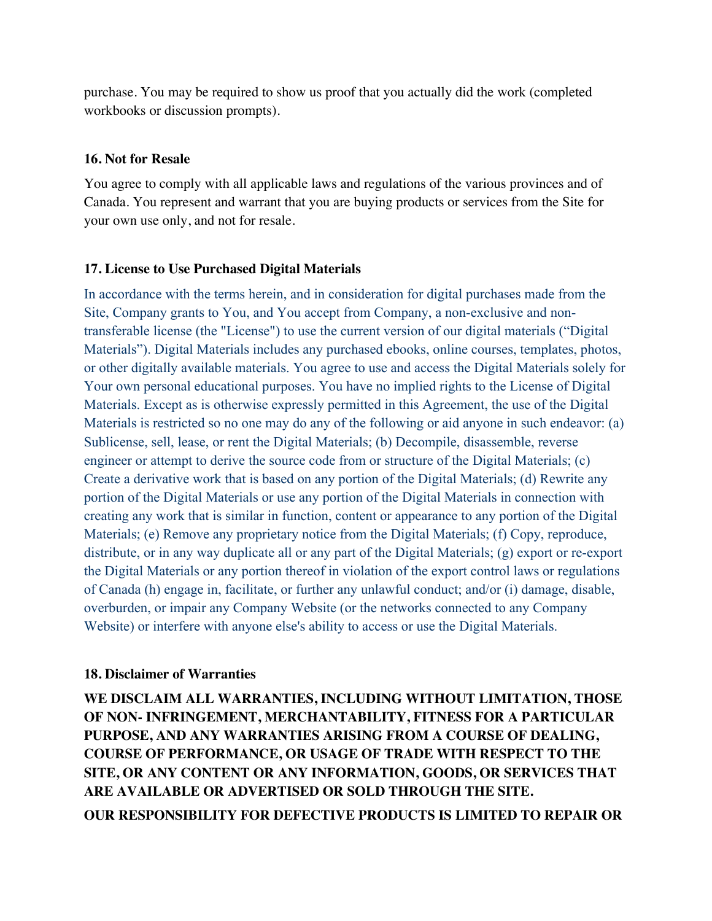purchase. You may be required to show us proof that you actually did the work (completed workbooks or discussion prompts).

### 16. Not for Resale

You agree to comply with all applicable laws and regulations of the various provinces and of Canada. You represent and warrant that you are buying products or services from the Site for your own use only, and not for resale.

### 17. License to Use Purchased Digital Materials

In accordance with the terms herein, and in consideration for digital purchases made from the Site, Company grants to You, and You accept from Company, a non-exclusive and non-transferable license (the "License") to use the current version of our digital materials ("Digital Materials"). Digital Materials includes any purchased ebooks, online courses, templates, photos, or other digitally available materials. You agree to use and access the Digital Materials solely for Your own personal educational purposes. You have no implied rights to the License of Digital Materials. Except as is otherwise expressly permitted in this Agreement, the use of the Digital Materials is restricted so no one may do any of the following or aid anyone in such endeavor: (a) Sublicense, sell, lease, or rent the Digital Materials; (b) Decompile, disassemble, reverse engineer or attempt to derive the source code from or structure of the Digital Materials; (c) Create a derivative work that is based on any portion of the Digital Materials; (d) Rewrite any portion of the Digital Materials or use any portion of the Digital Materials in connection with creating any work that is similar in function, content or appearance to any portion of the Digital Materials; (e) Remove any proprietary notice from the Digital Materials; (f) Copy, reproduce, distribute, or in any way duplicate all or any part of the Digital Materials; (g) export or re-export the Digital Materials or any portion thereof in violation of the export control laws or regulations of Canada (h) engage in, facilitate, or further any unlawful conduct; and/or (i) damage, disable, overburden, or impair any Company Website (or the networks connected to any Company Website) or interfere with anyone else's ability to access or use the Digital Materials.

### 18. Disclaimer of Warranties

**WE DISCLAIM ALL WARRANTIES, INCLUDING WITHOUT LIMITATION, THOSE OF NON- INFRINGEMENT, MERCHANTABILITY, FITNESS FOR A PARTICULAR PURPOSE, AND ANY WARRANTIES ARISING FROM A COURSE OF DEALING, COURSE OF PERFORMANCE, OR USAGE OF TRADE WITH RESPECT TO THE SITE, OR ANY CONTENT OR ANY INFORMATION, GOODS, OR SERVICES THAT ARE AVAILABLE OR ADVERTISED OR SOLD THROUGH THE SITE.**

**OUR RESPONSIBILITY FOR DEFECTIVE PRODUCTS IS LIMITED TO REPAIR OR**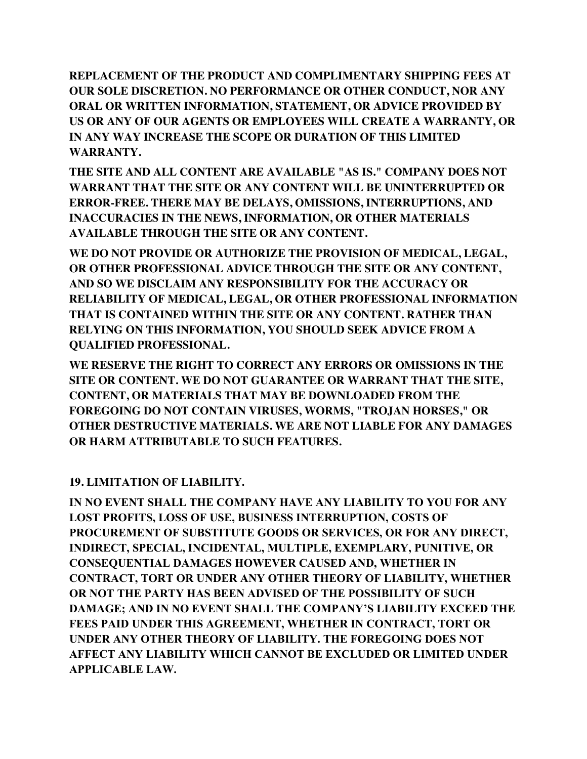**REPLACEMENT OF THE PRODUCT AND COMPLIMENTARY SHIPPING FEES AT OUR SOLE DISCRETION. NO PERFORMANCE OR OTHER CONDUCT, NOR ANY ORAL OR WRITTEN INFORMATION, STATEMENT, OR ADVICE PROVIDED BY US OR ANY OF OUR AGENTS OR EMPLOYEES WILL CREATE A WARRANTY, OR IN ANY WAY INCREASE THE SCOPE OR DURATION OF THIS LIMITED WARRANTY.**

**THE SITE AND ALL CONTENT ARE AVAILABLE "AS IS." COMPANY DOES NOT WARRANT THAT THE SITE OR ANY CONTENT WILL BE UNINTERRUPTED OR ERROR-FREE. THERE MAY BE DELAYS, OMISSIONS, INTERRUPTIONS, AND INACCURACIES IN THE NEWS, INFORMATION, OR OTHER MATERIALS AVAILABLE THROUGH THE SITE OR ANY CONTENT.**

**WE DO NOT PROVIDE OR AUTHORIZE THE PROVISION OF MEDICAL, LEGAL, OR OTHER PROFESSIONAL ADVICE THROUGH THE SITE OR ANY CONTENT, AND SO WE DISCLAIM ANY RESPONSIBILITY FOR THE ACCURACY OR RELIABILITY OF MEDICAL, LEGAL, OR OTHER PROFESSIONAL INFORMATION THAT IS CONTAINED WITHIN THE SITE OR ANY CONTENT. RATHER THAN RELYING ON THIS INFORMATION, YOU SHOULD SEEK ADVICE FROM A QUALIFIED PROFESSIONAL.**

**WE RESERVE THE RIGHT TO CORRECT ANY ERRORS OR OMISSIONS IN THE SITE OR CONTENT. WE DO NOT GUARANTEE OR WARRANT THAT THE SITE, CONTENT, OR MATERIALS THAT MAY BE DOWNLOADED FROM THE FOREGOING DO NOT CONTAIN VIRUSES, WORMS, "TROJAN HORSES," OR OTHER DESTRUCTIVE MATERIALS. WE ARE NOT LIABLE FOR ANY DAMAGES OR HARM ATTRIBUTABLE TO SUCH FEATURES.**

## 19. LIMITATION OF LIABILITY.

**IN NO EVENT SHALL THE COMPANY HAVE ANY LIABILITY TO YOU FOR ANY LOST PROFITS, LOSS OF USE, BUSINESS INTERRUPTION, COSTS OF PROCUREMENT OF SUBSTITUTE GOODS OR SERVICES, OR FOR ANY DIRECT, INDIRECT, SPECIAL, INCIDENTAL, MULTIPLE, EXEMPLARY, PUNITIVE, OR CONSEQUENTIAL DAMAGES HOWEVER CAUSED AND, WHETHER IN CONTRACT, TORT OR UNDER ANY OTHER THEORY OF LIABILITY, WHETHER OR NOT THE PARTY HAS BEEN ADVISED OF THE POSSIBILITY OF SUCH DAMAGE; AND IN NO EVENT SHALL THE COMPANY'S LIABILITY EXCEED THE FEES PAID UNDER THIS AGREEMENT, WHETHER IN CONTRACT, TORT OR UNDER ANY OTHER THEORY OF LIABILITY. THE FOREGOING DOES NOT AFFECT ANY LIABILITY WHICH CANNOT BE EXCLUDED OR LIMITED UNDER APPLICABLE LAW.**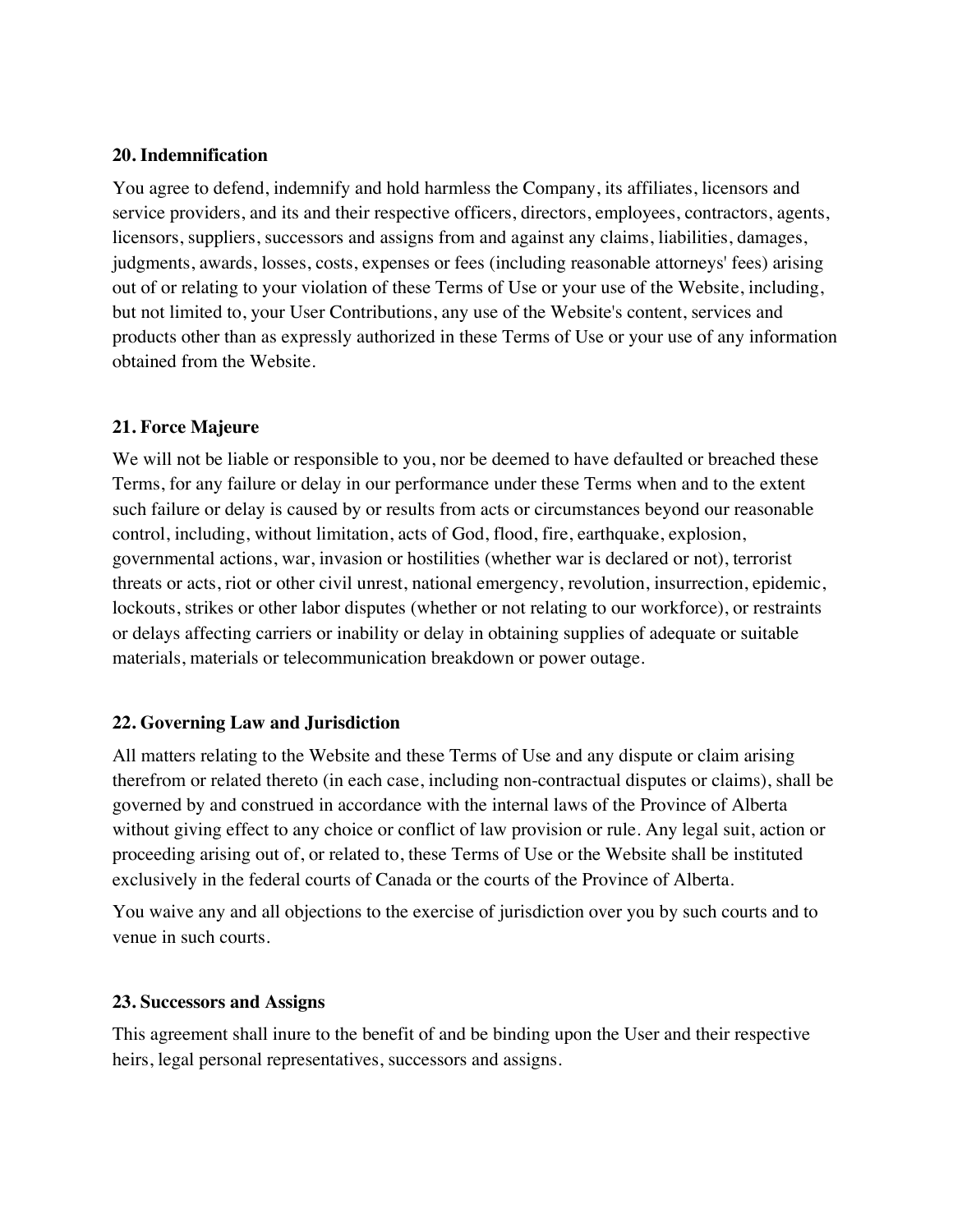## 20. Indemnification

You agree to defend, indemnify and hold harmless the Company, its affiliates, licensors and service providers, and its and their respective officers, directors, employees, contractors, agents, licensors, suppliers, successors and assigns from and against any claims, liabilities, damages, judgments, awards, losses, costs, expenses or fees (including reasonable attorneys' fees) arising out of or relating to your violation of these Terms of Use or your use of the Website, including, but not limited to, your User Contributions, any use of the Website's content, services and products other than as expressly authorized in these Terms of Use or your use of any information obtained from the Website.

## 21. Force Majeure

We will not be liable or responsible to you, nor be deemed to have defaulted or breached these Terms, for any failure or delay in our performance under these Terms when and to the extent such failure or delay is caused by or results from acts or circumstances beyond our reasonable control, including, without limitation, acts of God, flood, fire, earthquake, explosion, governmental actions, war, invasion or hostilities (whether war is declared or not), terrorist threats or acts, riot or other civil unrest, national emergency, revolution, insurrection, epidemic, lockouts, strikes or other labor disputes (whether or not relating to our workforce), or restraints or delays affecting carriers or inability or delay in obtaining supplies of adequate or suitable materials, materials or telecommunication breakdown or power outage.

## 22. Governing Law and Jurisdiction

All matters relating to the Website and these Terms of Use and any dispute or claim arising therefrom or related thereto (in each case, including non-contractual disputes or claims), shall be governed by and construed in accordance with the internal laws of the Province of Alberta without giving effect to any choice or conflict of law provision or rule. Any legal suit, action or proceeding arising out of, or related to, these Terms of Use or the Website shall be instituted exclusively in the federal courts of Canada or the courts of the Province of Alberta.

You waive any and all objections to the exercise of jurisdiction over you by such courts and to venue in such courts.

## 23. Successors and Assigns

This agreement shall inure to the benefit of and be binding upon the User and their respective heirs, legal personal representatives, successors and assigns.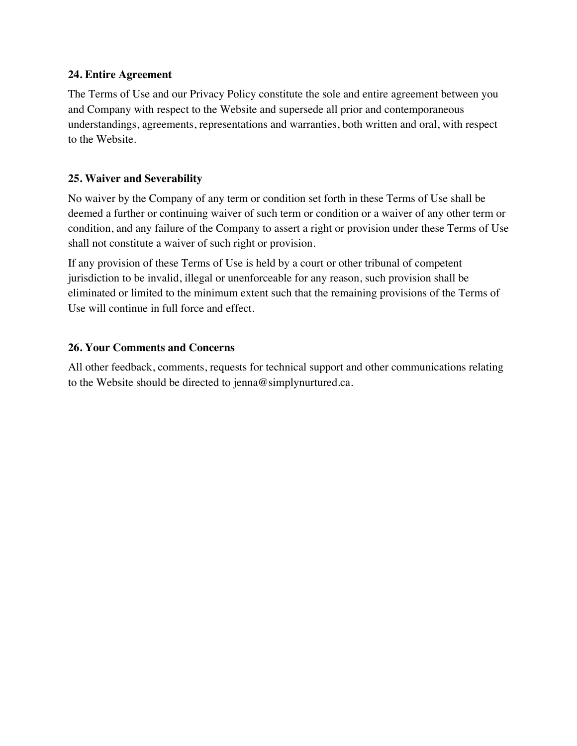### 24. Entire Agreement

The Terms of Use and our Privacy Policy constitute the sole and entire agreement between you and Company with respect to the Website and supersede all prior and contemporaneous understandings, agreements, representations and warranties, both written and oral, with respect to the Website.

### 25. Waiver and Severability

No waiver by the Company of any term or condition set forth in these Terms of Use shall be deemed a further or continuing waiver of such term or condition or a waiver of any other term or condition, and any failure of the Company to assert a right or provision under these Terms of Use shall not constitute a waiver of such right or provision.

If any provision of these Terms of Use is held by a court or other tribunal of competent jurisdiction to be invalid, illegal or unenforceable for any reason, such provision shall be eliminated or limited to the minimum extent such that the remaining provisions of the Terms of Use will continue in full force and effect.

### 26. Your Comments and Concerns

All other feedback, comments, requests for technical support and other communications relating to the Website should be directed to jenna@simplynurtured.ca.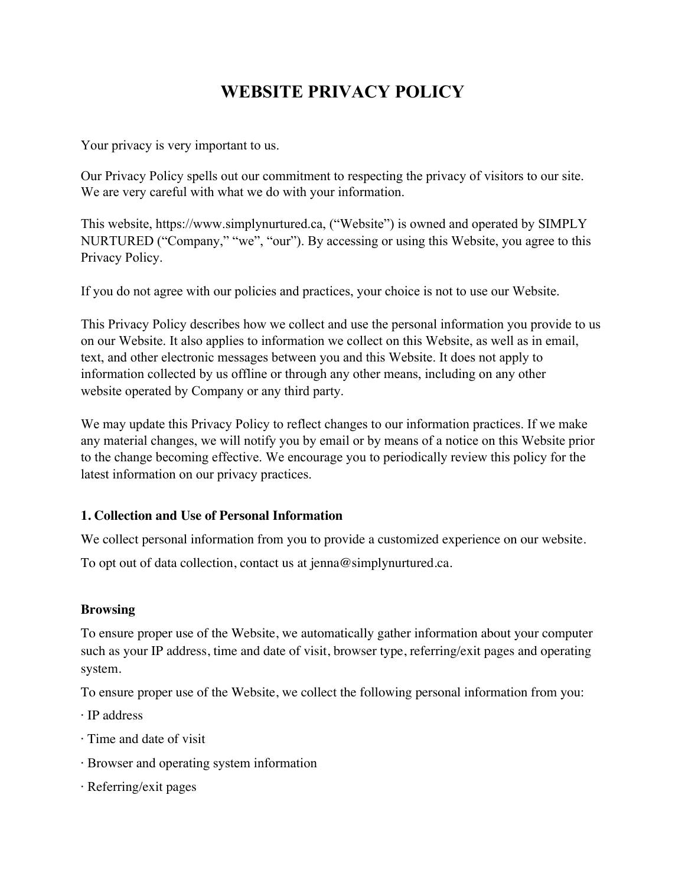# WEBSITE PRIVACY POLICY

Your privacy is very important to us.

Our Privacy Policy spells out our commitment to respecting the privacy of visitors to our site. We are very careful with what we do with your information.

This website, https://www.simplynurtured.ca, ("Website") is owned and operated by SIMPLY NURTURED ("Company," "we", "our"). By accessing or using this Website, you agree to this Privacy Policy.

If you do not agree with our policies and practices, your choice is not to use our Website.

This Privacy Policy describes how we collect and use the personal information you provide to us on our Website. It also applies to information we collect on this Website, as well as in email, text, and other electronic messages between you and this Website. It does not apply to information collected by us offline or through any other means, including on any other website operated by Company or any third party.

We may update this Privacy Policy to reflect changes to our information practices. If we make any material changes, we will notify you by email or by means of a notice on this Website prior to the change becoming effective. We encourage you to periodically review this policy for the latest information on our privacy practices.

### 1. Collection and Use of Personal Information

We collect personal information from you to provide a customized experience on our website.

To opt out of data collection, contact us at jenna@simplynurtured.ca.

**Browsing**

To ensure proper use of the Website, we automatically gather information about your computer such as your IP address, time and date of visit, browser type, referring/exit pages and operating system.

To ensure proper use of the Website, we collect the following personal information from you:

· IP address

· Time and date of visit

· Browser and operating system information

· Referring/exit pages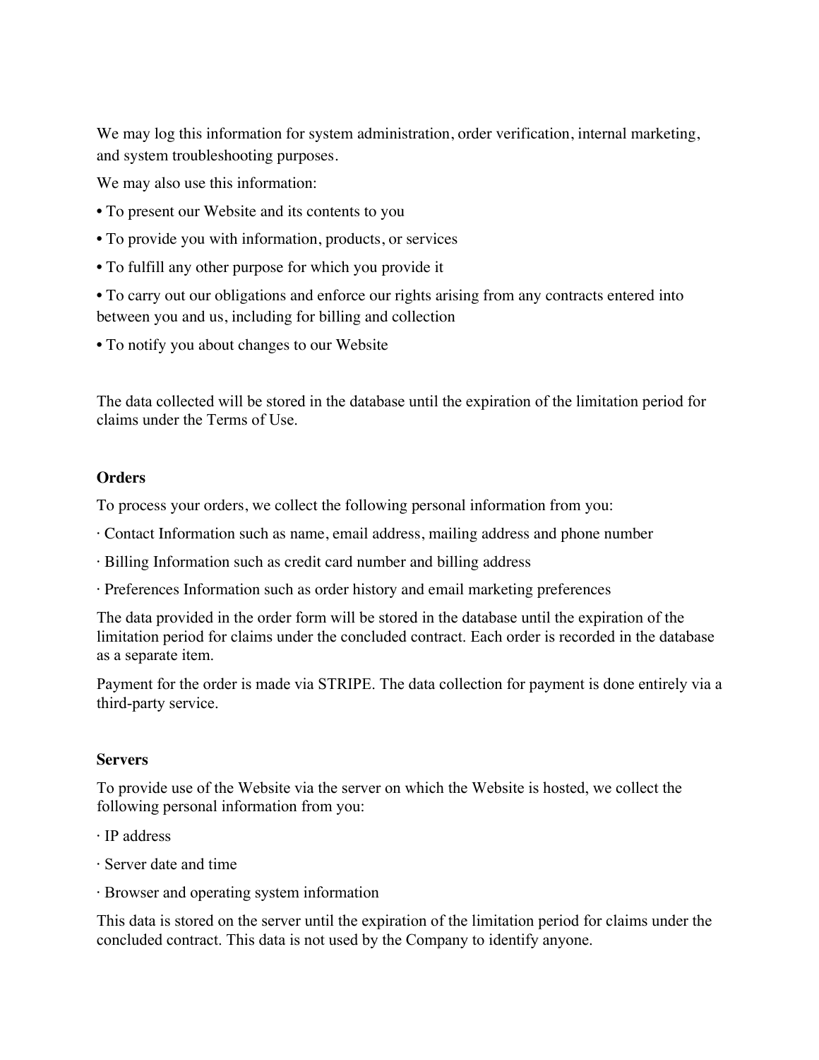We may log this information for system administration, order verification, internal marketing, and system troubleshooting purposes.

We may also use this information:

- To present our Website and its contents to you
- To provide you with information, products, or services
- To fulfill any other purpose for which you provide it
- To carry out our obligations and enforce our rights arising from any contracts entered into between you and us, including for billing and collection
- To notify you about changes to our Website

The data collected will be stored in the database until the expiration of the limitation period for claims under the Terms of Use.

**Orders**

To process your orders, we collect the following personal information from you:

- Contact Information such as name, email address, mailing address and phone number
- Billing Information such as credit card number and billing address
- Preferences Information such as order history and email marketing preferences

The data provided in the order form will be stored in the database until the expiration of the limitation period for claims under the concluded contract. Each order is recorded in the database as a separate item.

Payment for the order is made via STRIPE. The data collection for payment is done entirely via a third-party service.

**Servers**

To provide use of the Website via the server on which the Website is hosted, we collect the following personal information from you:

- IP address
- Server date and time
- Browser and operating system information

This data is stored on the server until the expiration of the limitation period for claims under the concluded contract. This data is not used by the Company to identify anyone.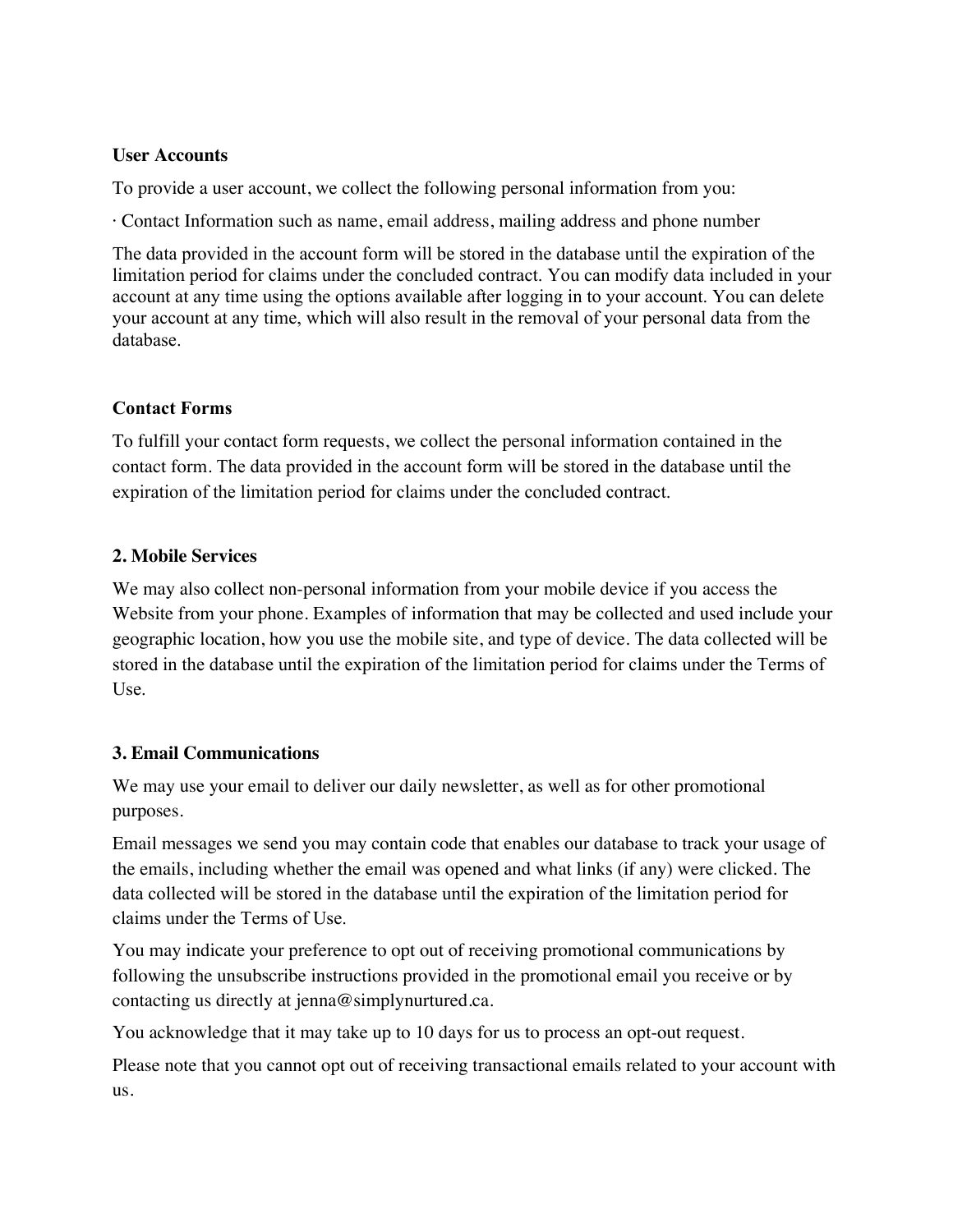**User Accounts**

To provide a user account, we collect the following personal information from you:

· Contact Information such as name, email address, mailing address and phone number

The data provided in the account form will be stored in the database until the expiration of the limitation period for claims under the concluded contract. You can modify data included in your account at any time using the options available after logging in to your account. You can delete your account at any time, which will also result in the removal of your personal data from the database.

**Contact Forms**

To fulfill your contact form requests, we collect the personal information contained in the contact form. The data provided in the account form will be stored in the database until the expiration of the limitation period for claims under the concluded contract.

**2. Mobile Services**

We may also collect non-personal information from your mobile device if you access the Website from your phone. Examples of information that may be collected and used include your geographic location, how you use the mobile site, and type of device. The data collected will be stored in the database until the expiration of the limitation period for claims under the Terms of Use.

**3. Email Communications**

We may use your email to deliver our daily newsletter, as well as for other promotional purposes.

Email messages we send you may contain code that enables our database to track your usage of the emails, including whether the email was opened and what links (if any) were clicked. The data collected will be stored in the database until the expiration of the limitation period for claims under the Terms of Use.

You may indicate your preference to opt out of receiving promotional communications by following the unsubscribe instructions provided in the promotional email you receive or by contacting us directly at jenna@simplynurtured.ca.

You acknowledge that it may take up to 10 days for us to process an opt-out request.

Please note that you cannot opt out of receiving transactional emails related to your account with us.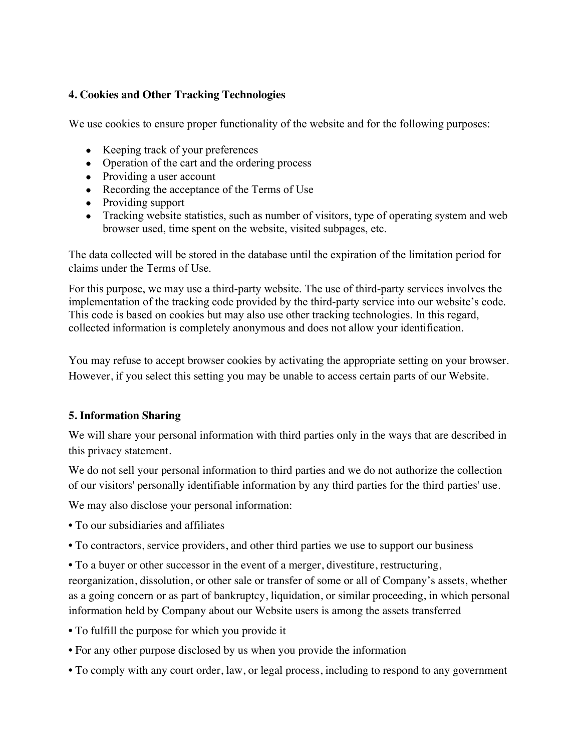### 4. Cookies and Other Tracking Technologies

We use cookies to ensure proper functionality of the website and for the following purposes:

- Keeping track of your preferences
- Operation of the cart and the ordering process
- Providing a user account
- Recording the acceptance of the Terms of Use
- Providing support
- Tracking website statistics, such as number of visitors, type of operating system and web browser used, time spent on the website, visited subpages, etc.

The data collected will be stored in the database until the expiration of the limitation period for claims under the Terms of Use.

For this purpose, we may use a third-party website. The use of third-party services involves the implementation of the tracking code provided by the third-party service into our website's code. This code is based on cookies but may also use other tracking technologies. In this regard, collected information is completely anonymous and does not allow your identification.

You may refuse to accept browser cookies by activating the appropriate setting on your browser. However, if you select this setting you may be unable to access certain parts of our Website.

### 5. Information Sharing

We will share your personal information with third parties only in the ways that are described in this privacy statement.

We do not sell your personal information to third parties and we do not authorize the collection of our visitors' personally identifiable information by any third parties for the third parties' use.

We may also disclose your personal information:

• To our subsidiaries and affiliates

• To contractors, service providers, and other third parties we use to support our business

• To a buyer or other successor in the event of a merger, divestiture, restructuring, reorganization, dissolution, or other sale or transfer of some or all of Company's assets, whether as a going concern or as part of bankruptcy, liquidation, or similar proceeding, in which personal information held by Company about our Website users is among the assets transferred

• To fulfill the purpose for which you provide it

• For any other purpose disclosed by us when you provide the information

• To comply with any court order, law, or legal process, including to respond to any government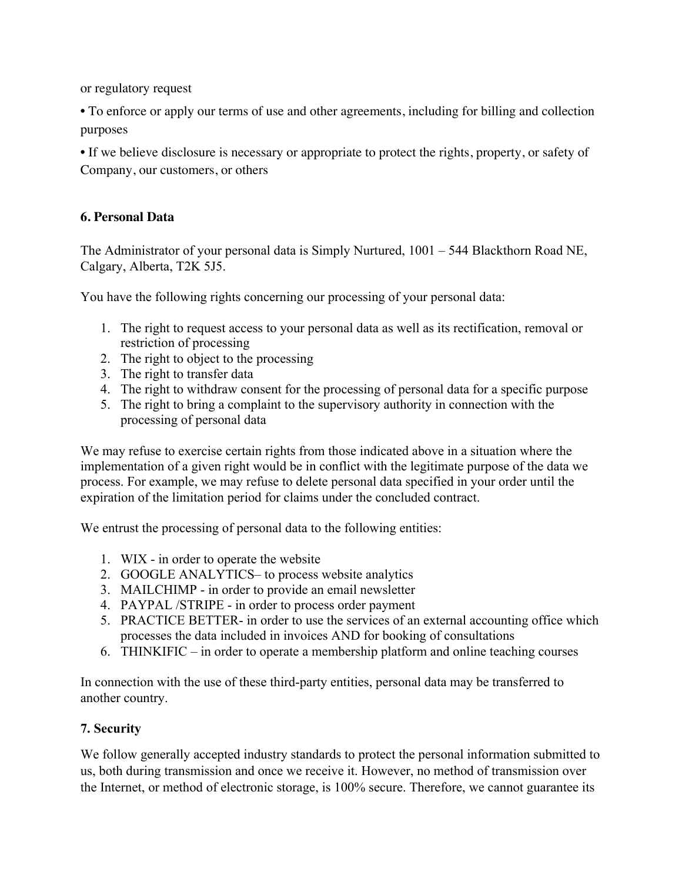or regulatory request

• To enforce or apply our terms of use and other agreements, including for billing and collection purposes

• If we believe disclosure is necessary or appropriate to protect the rights, property, or safety of Company, our customers, or others

**6. Personal Data**

The Administrator of your personal data is Simply Nurtured, 1001 – 544 Blackthorn Road NE, Calgary, Alberta, T2K 5J5.

You have the following rights concerning our processing of your personal data:

1. The right to request access to your personal data as well as its rectification, removal or restriction of processing
2. The right to object to the processing
3. The right to transfer data
4. The right to withdraw consent for the processing of personal data for a specific purpose
5. The right to bring a complaint to the supervisory authority in connection with the processing of personal data

We may refuse to exercise certain rights from those indicated above in a situation where the implementation of a given right would be in conflict with the legitimate purpose of the data we process. For example, we may refuse to delete personal data specified in your order until the expiration of the limitation period for claims under the concluded contract.

We entrust the processing of personal data to the following entities:

1. WIX - in order to operate the website
2. GOOGLE ANALYTICS– to process website analytics
3. MAILCHIMP - in order to provide an email newsletter
4. PAYPAL /STRIPE - in order to process order payment
5. PRACTICE BETTER- in order to use the services of an external accounting office which processes the data included in invoices AND for booking of consultations
6. THINKIFIC – in order to operate a membership platform and online teaching courses

In connection with the use of these third-party entities, personal data may be transferred to another country.

**7. Security**

We follow generally accepted industry standards to protect the personal information submitted to us, both during transmission and once we receive it. However, no method of transmission over the Internet, or method of electronic storage, is 100% secure. Therefore, we cannot guarantee its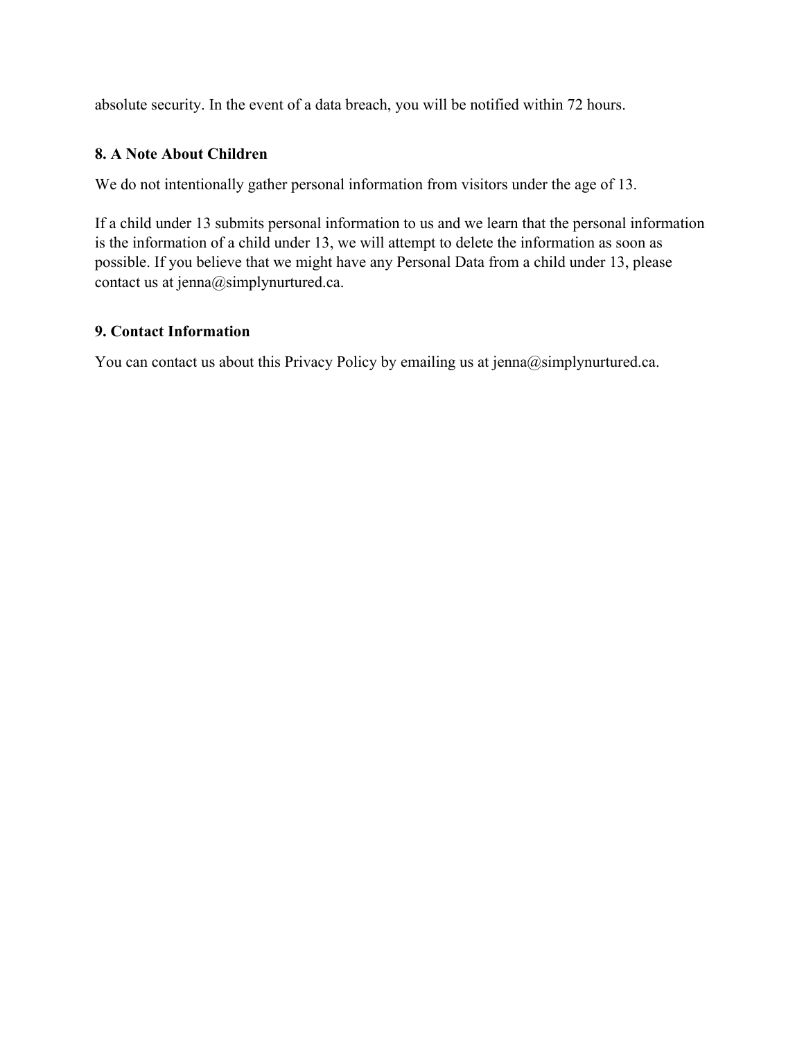absolute security. In the event of a data breach, you will be notified within 72 hours.

### 8. A Note About Children

We do not intentionally gather personal information from visitors under the age of 13.

If a child under 13 submits personal information to us and we learn that the personal information is the information of a child under 13, we will attempt to delete the information as soon as possible. If you believe that we might have any Personal Data from a child under 13, please contact us at jenna@simplynurtured.ca.

### 9. Contact Information

You can contact us about this Privacy Policy by emailing us at jenna@simplynurtured.ca.